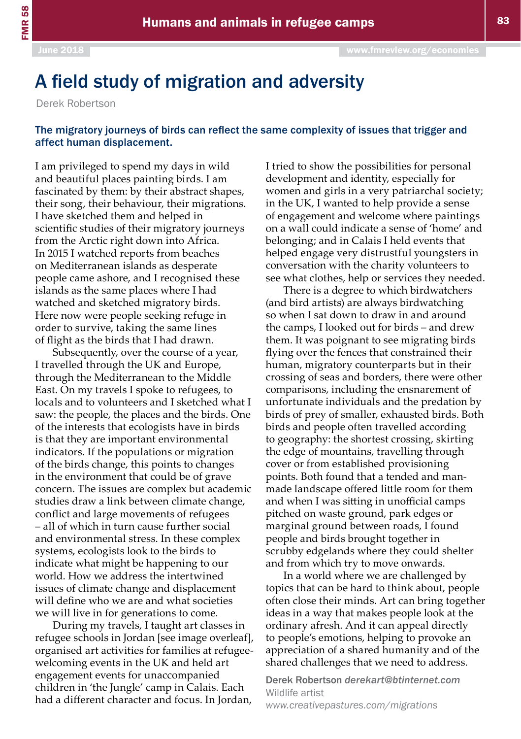# A field study of migration and adversity

Derek Robertson

**The migratory journeys of birds can reflect the same complexity of issues that trigger and affect human displacement.**

I am privileged to spend my days in wild and beautiful places painting birds. I am fascinated by them: by their abstract shapes, their song, their behaviour, their migrations. I have sketched them and helped in scientific studies of their migratory journeys from the Arctic right down into Africa. In 2015 I watched reports from beaches on Mediterranean islands as desperate people came ashore, and I recognised these islands as the same places where I had watched and sketched migratory birds. Here now were people seeking refuge in order to survive, taking the same lines of flight as the birds that I had drawn.

Subsequently, over the course of a year, I travelled through the UK and Europe, through the Mediterranean to the Middle East. On my travels I spoke to refugees, to locals and to volunteers and I sketched what I saw: the people, the places and the birds. One of the interests that ecologists have in birds is that they are important environmental indicators. If the populations or migration of the birds change, this points to changes in the environment that could be of grave concern. The issues are complex but academic studies draw a link between climate change, conflict and large movements of refugees – all of which in turn cause further social and environmental stress. In these complex systems, ecologists look to the birds to indicate what might be happening to our world. How we address the intertwined issues of climate change and displacement will define who we are and what societies we will live in for generations to come.

During my travels, I taught art classes in refugee schools in Jordan [see image overleaf], organised art activities for families at refugee-welcoming events in the UK and held art engagement events for unaccompanied children in 'the Jungle' camp in Calais. Each had a different character and focus. In Jordan, I tried to show the possibilities for personal development and identity, especially for women and girls in a very patriarchal society; in the UK, I wanted to help provide a sense of engagement and welcome where paintings on a wall could indicate a sense of 'home' and belonging; and in Calais I held events that helped engage very distrustful youngsters in conversation with the charity volunteers to see what clothes, help or services they needed.

There is a degree to which birdwatchers (and bird artists) are always birdwatching so when I sat down to draw in and around the camps, I looked out for birds – and drew them. It was poignant to see migrating birds flying over the fences that constrained their human, migratory counterparts but in their crossing of seas and borders, there were other comparisons, including the ensnarement of unfortunate individuals and the predation by birds of prey of smaller, exhausted birds. Both birds and people often travelled according to geography: the shortest crossing, skirting the edge of mountains, travelling through cover or from established provisioning points. Both found that a tended and man-made landscape offered little room for them and when I was sitting in unofficial camps pitched on waste ground, park edges or marginal ground between roads, I found people and birds brought together in scrubby edgelands where they could shelter and from which try to move onwards.

In a world where we are challenged by topics that can be hard to think about, people often close their minds. Art can bring together ideas in a way that makes people look at the ordinary afresh. And it can appeal directly to people's emotions, helping to provoke an appreciation of a shared humanity and of the shared challenges that we need to address.

Derek Robertson *derekart@btinternet.com*
Wildlife artist
*www.creativepastures.com/migrations*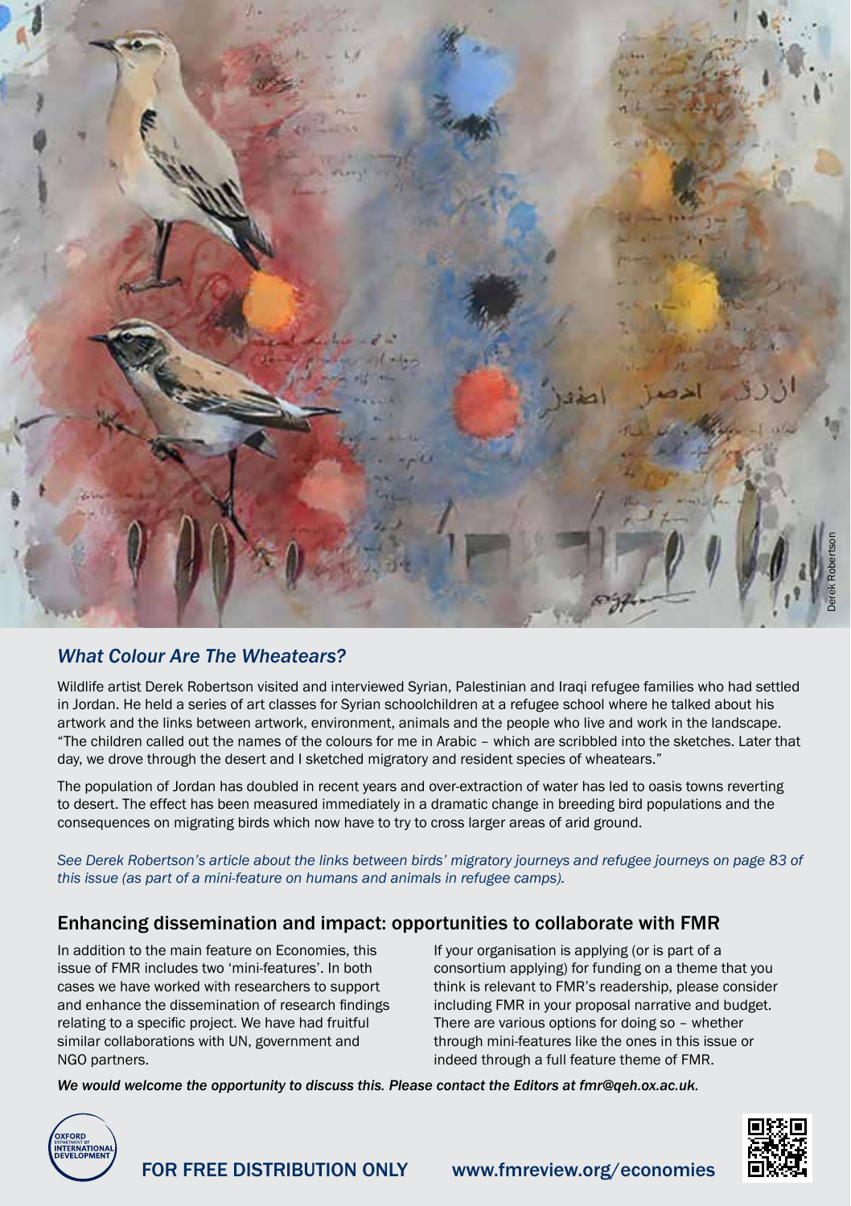Derek Robertson

## *What Colour Are The Wheatears?*

Wildlife artist Derek Robertson visited and interviewed Syrian, Palestinian and Iraqi refugee families who had settled in Jordan. He held a series of art classes for Syrian schoolchildren at a refugee school where he talked about his artwork and the links between artwork, environment, animals and the people who live and work in the landscape. "The children called out the names of the colours for me in Arabic – which are scribbled into the sketches. Later that day, we drove through the desert and I sketched migratory and resident species of wheatears."

The population of Jordan has doubled in recent years and over-extraction of water has led to oasis towns reverting to desert. The effect has been measured immediately in a dramatic change in breeding bird populations and the consequences on migrating birds which now have to try to cross larger areas of arid ground.

*See Derek Robertson's article about the links between birds' migratory journeys and refugee journeys on page 83 of this issue (as part of a mini-feature on humans and animals in refugee camps).*

## Enhancing dissemination and impact: opportunities to collaborate with FMR

In addition to the main feature on Economies, this issue of FMR includes two 'mini-features'. In both cases we have worked with researchers to support and enhance the dissemination of research findings relating to a specific project. We have had fruitful similar collaborations with UN, government and NGO partners.

If your organisation is applying (or is part of a consortium applying) for funding on a theme that you think is relevant to FMR's readership, please consider including FMR in your proposal narrative and budget. There are various options for doing so – whether through mini-features like the ones in this issue or indeed through a full feature theme of FMR.

*We would welcome the opportunity to discuss this. Please contact the Editors at fmr@qeh.ox.ac.uk.*

OXFORD DEPARTMENT OF INTERNATIONAL DEVELOPMENT

FOR FREE DISTRIBUTION ONLY www.fmreview.org/economies